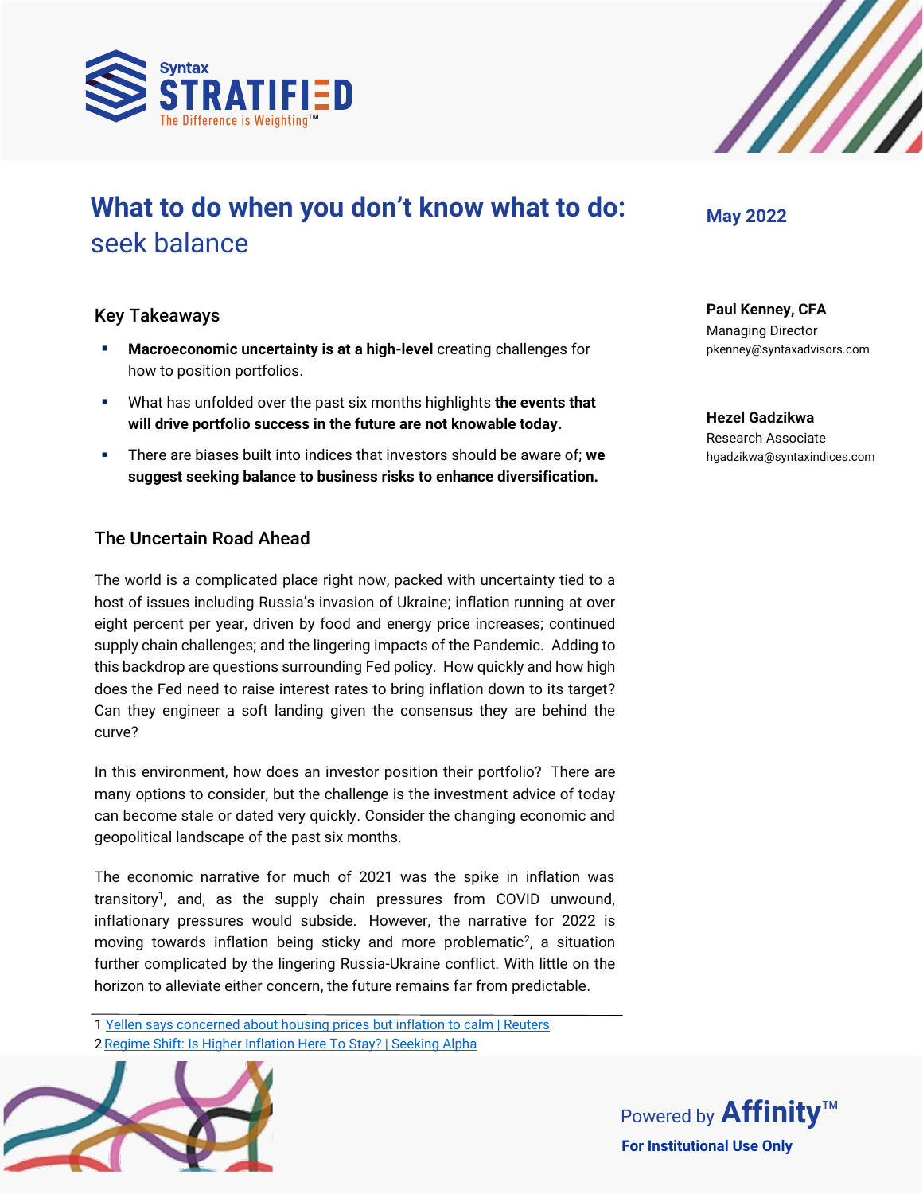# What to do when you don't know what to do: seek balance

May 2022

**Paul Kenney, CFA**
Managing Director
pkenney@syntaxadvisors.com

**Hezel Gadzikwa**
Research Associate
hgadzikwa@syntaxindices.com

## Key Takeaways

- **Macroeconomic uncertainty is at a high-level** creating challenges for how to position portfolios.
- What has unfolded over the past six months highlights **the events that will drive portfolio success in the future are not knowable today.**
- There are biases built into indices that investors should be aware of; **we suggest seeking balance to business risks to enhance diversification.**

## The Uncertain Road Ahead

The world is a complicated place right now, packed with uncertainty tied to a host of issues including Russia's invasion of Ukraine; inflation running at over eight percent per year, driven by food and energy price increases; continued supply chain challenges; and the lingering impacts of the Pandemic. Adding to this backdrop are questions surrounding Fed policy. How quickly and how high does the Fed need to raise interest rates to bring inflation down to its target? Can they engineer a soft landing given the consensus they are behind the curve?

In this environment, how does an investor position their portfolio? There are many options to consider, but the challenge is the investment advice of today can become stale or dated very quickly. Consider the changing economic and geopolitical landscape of the past six months.

The economic narrative for much of 2021 was the spike in inflation was transitory[1], and, as the supply chain pressures from COVID unwound, inflationary pressures would subside. However, the narrative for 2022 is moving towards inflation being sticky and more problematic[2], a situation further complicated by the lingering Russia-Ukraine conflict. With little on the horizon to alleviate either concern, the future remains far from predictable.

---

1 Yellen says concerned about housing prices but inflation to calm | Reuters
2 Regime Shift: Is Higher Inflation Here To Stay? | Seeking Alpha

Powered by Affinity™
**For Institutional Use Only**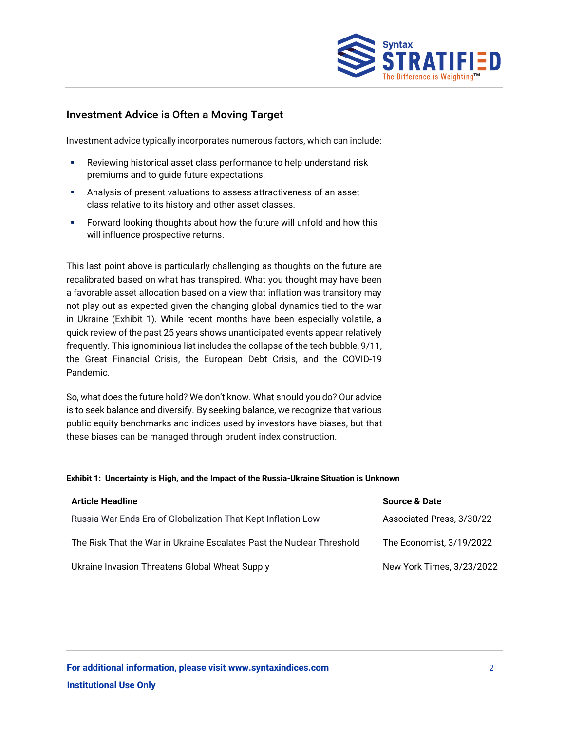## Investment Advice is Often a Moving Target

Investment advice typically incorporates numerous factors, which can include:

- Reviewing historical asset class performance to help understand risk premiums and to guide future expectations.
- Analysis of present valuations to assess attractiveness of an asset class relative to its history and other asset classes.
- Forward looking thoughts about how the future will unfold and how this will influence prospective returns.

This last point above is particularly challenging as thoughts on the future are recalibrated based on what has transpired. What you thought may have been a favorable asset allocation based on a view that inflation was transitory may not play out as expected given the changing global dynamics tied to the war in Ukraine (Exhibit 1). While recent months have been especially volatile, a quick review of the past 25 years shows unanticipated events appear relatively frequently. This ignominious list includes the collapse of the tech bubble, 9/11, the Great Financial Crisis, the European Debt Crisis, and the COVID-19 Pandemic.

So, what does the future hold? We don't know. What should you do? Our advice is to seek balance and diversify. By seeking balance, we recognize that various public equity benchmarks and indices used by investors have biases, but that these biases can be managed through prudent index construction.

**Exhibit 1: Uncertainty is High, and the Impact of the Russia-Ukraine Situation is Unknown**

| Article Headline | Source & Date |
| --- | --- |
| Russia War Ends Era of Globalization That Kept Inflation Low | Associated Press, 3/30/22 |
| The Risk That the War in Ukraine Escalates Past the Nuclear Threshold | The Economist, 3/19/2022 |
| Ukraine Invasion Threatens Global Wheat Supply | New York Times, 3/23/2022 |

**For additional information, please visit www.syntaxindices.com**

**Institutional Use Only**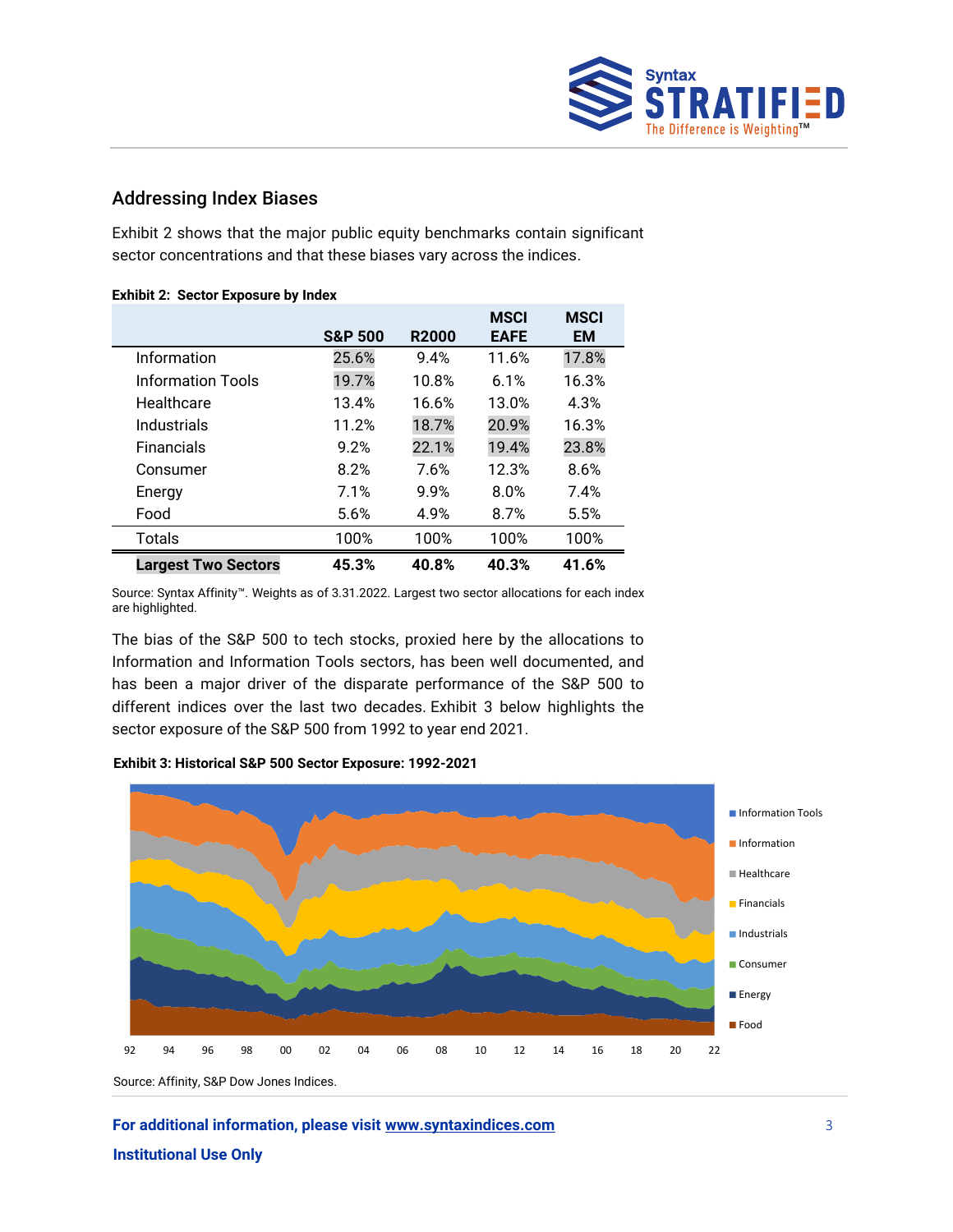## Addressing Index Biases

Exhibit 2 shows that the major public equity benchmarks contain significant sector concentrations and that these biases vary across the indices.

**Exhibit 2: Sector Exposure by Index**

| | S&P 500 | R2000 | MSCI EAFE | MSCI EM |
|---|---|---|---|---|
| Information | 25.6% | 9.4% | 11.6% | 17.8% |
| Information Tools | 19.7% | 10.8% | 6.1% | 16.3% |
| Healthcare | 13.4% | 16.6% | 13.0% | 4.3% |
| Industrials | 11.2% | 18.7% | 20.9% | 16.3% |
| Financials | 9.2% | 22.1% | 19.4% | 23.8% |
| Consumer | 8.2% | 7.6% | 12.3% | 8.6% |
| Energy | 7.1% | 9.9% | 8.0% | 7.4% |
| Food | 5.6% | 4.9% | 8.7% | 5.5% |
| Totals | 100% | 100% | 100% | 100% |
| **Largest Two Sectors** | **45.3%** | **40.8%** | **40.3%** | **41.6%** |

Source: Syntax Affinity™. Weights as of 3.31.2022. Largest two sector allocations for each index are highlighted.

The bias of the S&P 500 to tech stocks, proxied here by the allocations to Information and Information Tools sectors, has been well documented, and has been a major driver of the disparate performance of the S&P 500 to different indices over the last two decades. Exhibit 3 below highlights the sector exposure of the S&P 500 from 1992 to year end 2021.

**Exhibit 3: Historical S&P 500 Sector Exposure: 1992-2021**

Source: Affinity, S&P Dow Jones Indices.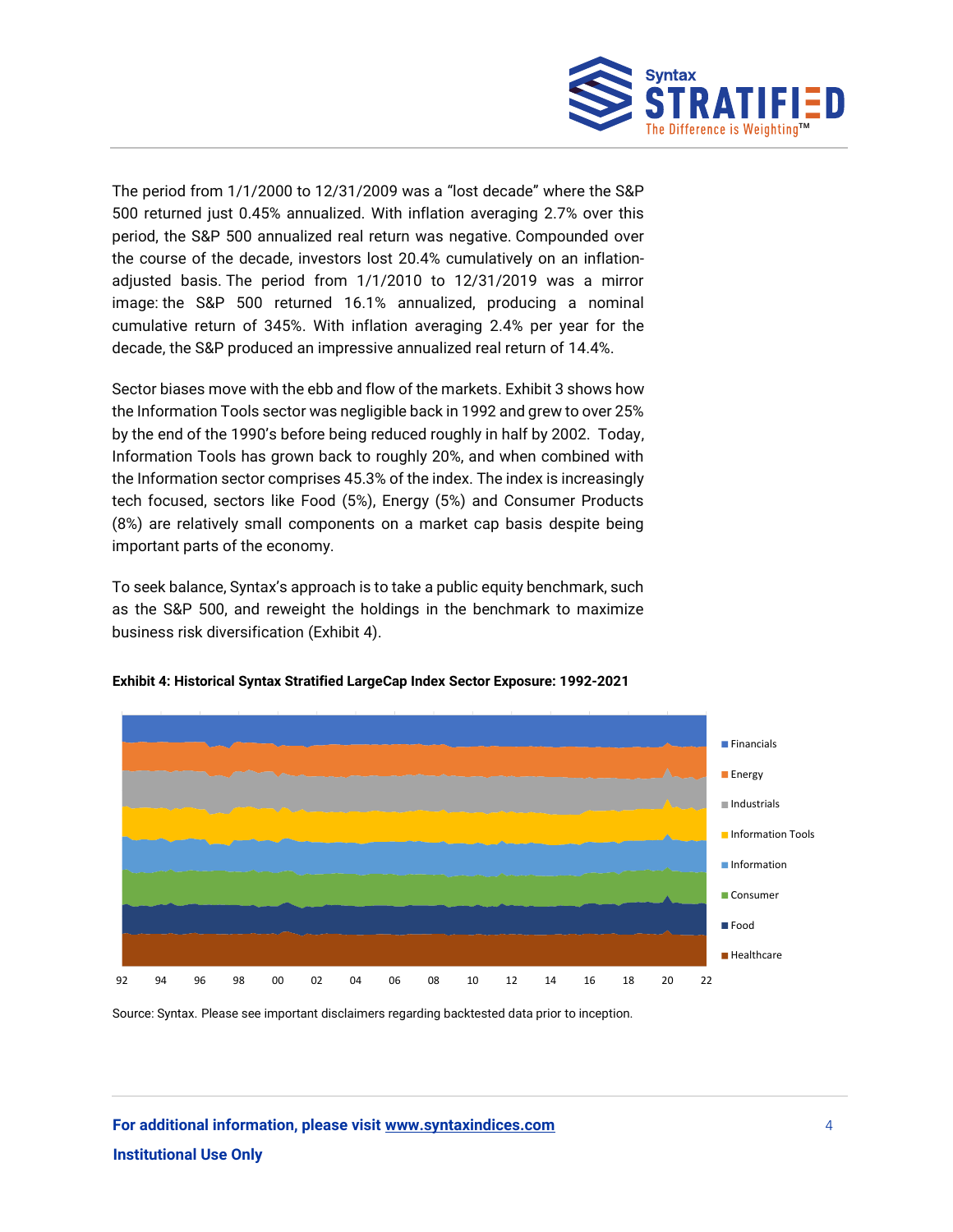The period from 1/1/2000 to 12/31/2009 was a "lost decade" where the S&P 500 returned just 0.45% annualized. With inflation averaging 2.7% over this period, the S&P 500 annualized real return was negative. Compounded over the course of the decade, investors lost 20.4% cumulatively on an inflation-adjusted basis. The period from 1/1/2010 to 12/31/2019 was a mirror image: the S&P 500 returned 16.1% annualized, producing a nominal cumulative return of 345%. With inflation averaging 2.4% per year for the decade, the S&P produced an impressive annualized real return of 14.4%.

Sector biases move with the ebb and flow of the markets. Exhibit 3 shows how the Information Tools sector was negligible back in 1992 and grew to over 25% by the end of the 1990's before being reduced roughly in half by 2002. Today, Information Tools has grown back to roughly 20%, and when combined with the Information sector comprises 45.3% of the index. The index is increasingly tech focused, sectors like Food (5%), Energy (5%) and Consumer Products (8%) are relatively small components on a market cap basis despite being important parts of the economy.

To seek balance, Syntax's approach is to take a public equity benchmark, such as the S&P 500, and reweight the holdings in the benchmark to maximize business risk diversification (Exhibit 4).

**Exhibit 4: Historical Syntax Stratified LargeCap Index Sector Exposure: 1992-2021**

Source: Syntax. Please see important disclaimers regarding backtested data prior to inception.

**For additional information, please visit www.syntaxindices.com**

**Institutional Use Only**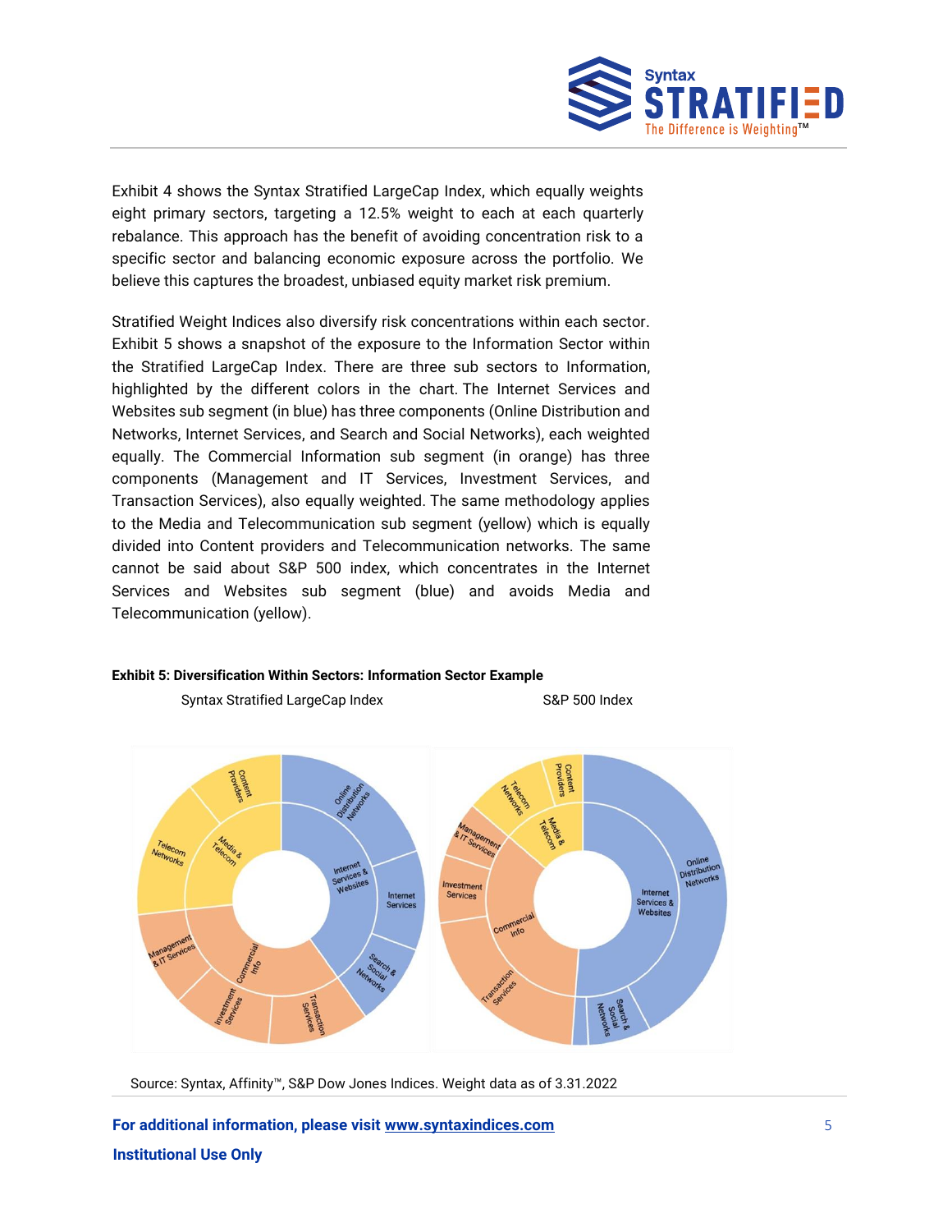Exhibit 4 shows the Syntax Stratified LargeCap Index, which equally weights eight primary sectors, targeting a 12.5% weight to each at each quarterly rebalance. This approach has the benefit of avoiding concentration risk to a specific sector and balancing economic exposure across the portfolio. We believe this captures the broadest, unbiased equity market risk premium.

Stratified Weight Indices also diversify risk concentrations within each sector. Exhibit 5 shows a snapshot of the exposure to the Information Sector within the Stratified LargeCap Index. There are three sub sectors to Information, highlighted by the different colors in the chart. The Internet Services and Websites sub segment (in blue) has three components (Online Distribution and Networks, Internet Services, and Search and Social Networks), each weighted equally. The Commercial Information sub segment (in orange) has three components (Management and IT Services, Investment Services, and Transaction Services), also equally weighted. The same methodology applies to the Media and Telecommunication sub segment (yellow) which is equally divided into Content providers and Telecommunication networks. The same cannot be said about S&P 500 index, which concentrates in the Internet Services and Websites sub segment (blue) and avoids Media and Telecommunication (yellow).

**Exhibit 5: Diversification Within Sectors: Information Sector Example**

Syntax Stratified LargeCap Index | S&P 500 Index

Source: Syntax, Affinity™, S&P Dow Jones Indices. Weight data as of 3.31.2022

**For additional information, please visit [www.syntaxindices.com](http://www.syntaxindices.com)**

**Institutional Use Only**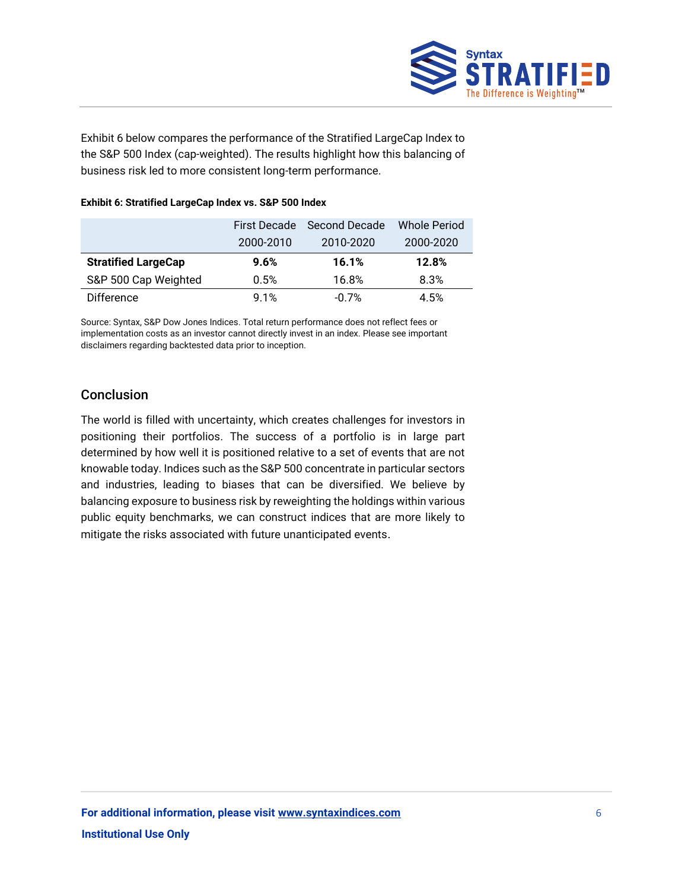Exhibit 6 below compares the performance of the Stratified LargeCap Index to the S&P 500 Index (cap-weighted). The results highlight how this balancing of business risk led to more consistent long-term performance.

**Exhibit 6: Stratified LargeCap Index vs. S&P 500 Index**

| | First Decade 2000-2010 | Second Decade 2010-2020 | Whole Period 2000-2020 |
|---|---|---|---|
| **Stratified LargeCap** | **9.6%** | **16.1%** | **12.8%** |
| S&P 500 Cap Weighted | 0.5% | 16.8% | 8.3% |
| Difference | 9.1% | -0.7% | 4.5% |

Source: Syntax, S&P Dow Jones Indices. Total return performance does not reflect fees or implementation costs as an investor cannot directly invest in an index. Please see important disclaimers regarding backtested data prior to inception.

## Conclusion

The world is filled with uncertainty, which creates challenges for investors in positioning their portfolios. The success of a portfolio is in large part determined by how well it is positioned relative to a set of events that are not knowable today. Indices such as the S&P 500 concentrate in particular sectors and industries, leading to biases that can be diversified. We believe by balancing exposure to business risk by reweighting the holdings within various public equity benchmarks, we can construct indices that are more likely to mitigate the risks associated with future unanticipated events.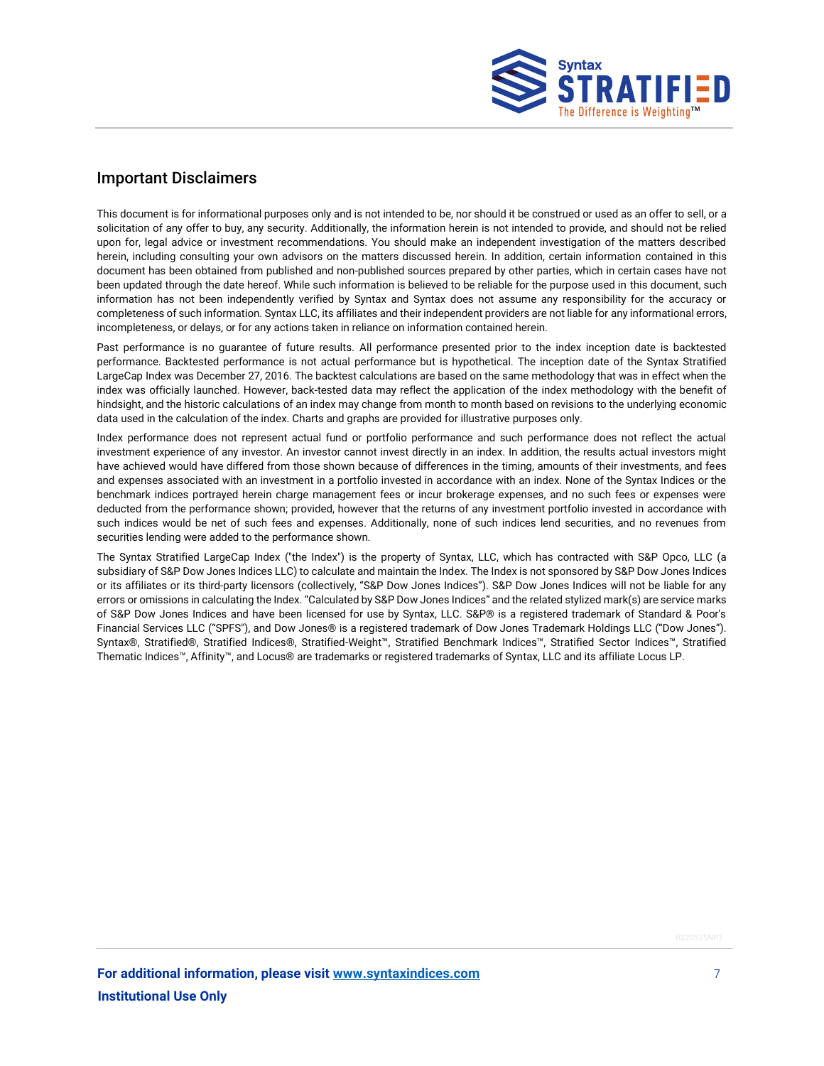## Important Disclaimers

This document is for informational purposes only and is not intended to be, nor should it be construed or used as an offer to sell, or a solicitation of any offer to buy, any security. Additionally, the information herein is not intended to provide, and should not be relied upon for, legal advice or investment recommendations. You should make an independent investigation of the matters described herein, including consulting your own advisors on the matters discussed herein. In addition, certain information contained in this document has been obtained from published and non-published sources prepared by other parties, which in certain cases have not been updated through the date hereof. While such information is believed to be reliable for the purpose used in this document, such information has not been independently verified by Syntax and Syntax does not assume any responsibility for the accuracy or completeness of such information. Syntax LLC, its affiliates and their independent providers are not liable for any informational errors, incompleteness, or delays, or for any actions taken in reliance on information contained herein.

Past performance is no guarantee of future results. All performance presented prior to the index inception date is backtested performance. Backtested performance is not actual performance but is hypothetical. The inception date of the Syntax Stratified LargeCap Index was December 27, 2016. The backtest calculations are based on the same methodology that was in effect when the index was officially launched. However, back-tested data may reflect the application of the index methodology with the benefit of hindsight, and the historic calculations of an index may change from month to month based on revisions to the underlying economic data used in the calculation of the index. Charts and graphs are provided for illustrative purposes only.

Index performance does not represent actual fund or portfolio performance and such performance does not reflect the actual investment experience of any investor. An investor cannot invest directly in an index. In addition, the results actual investors might have achieved would have differed from those shown because of differences in the timing, amounts of their investments, and fees and expenses associated with an investment in a portfolio invested in accordance with an index. None of the Syntax Indices or the benchmark indices portrayed herein charge management fees or incur brokerage expenses, and no such fees or expenses were deducted from the performance shown; provided, however that the returns of any investment portfolio invested in accordance with such indices would be net of such fees and expenses. Additionally, none of such indices lend securities, and no revenues from securities lending were added to the performance shown.

The Syntax Stratified LargeCap Index ("the Index") is the property of Syntax, LLC, which has contracted with S&P Opco, LLC (a subsidiary of S&P Dow Jones Indices LLC) to calculate and maintain the Index. The Index is not sponsored by S&P Dow Jones Indices or its affiliates or its third-party licensors (collectively, "S&P Dow Jones Indices"). S&P Dow Jones Indices will not be liable for any errors or omissions in calculating the Index. "Calculated by S&P Dow Jones Indices" and the related stylized mark(s) are service marks of S&P Dow Jones Indices and have been licensed for use by Syntax, LLC. S&P® is a registered trademark of Standard & Poor's Financial Services LLC ("SPFS"), and Dow Jones® is a registered trademark of Dow Jones Trademark Holdings LLC ("Dow Jones"). Syntax®, Stratified®, Stratified Indices®, Stratified-Weight™, Stratified Benchmark Indices™, Stratified Sector Indices™, Stratified Thematic Indices™, Affinity™, and Locus® are trademarks or registered trademarks of Syntax, LLC and its affiliate Locus LP.

B220525NP1

**For additional information, please visit www.syntaxindices.com**
**Institutional Use Only**